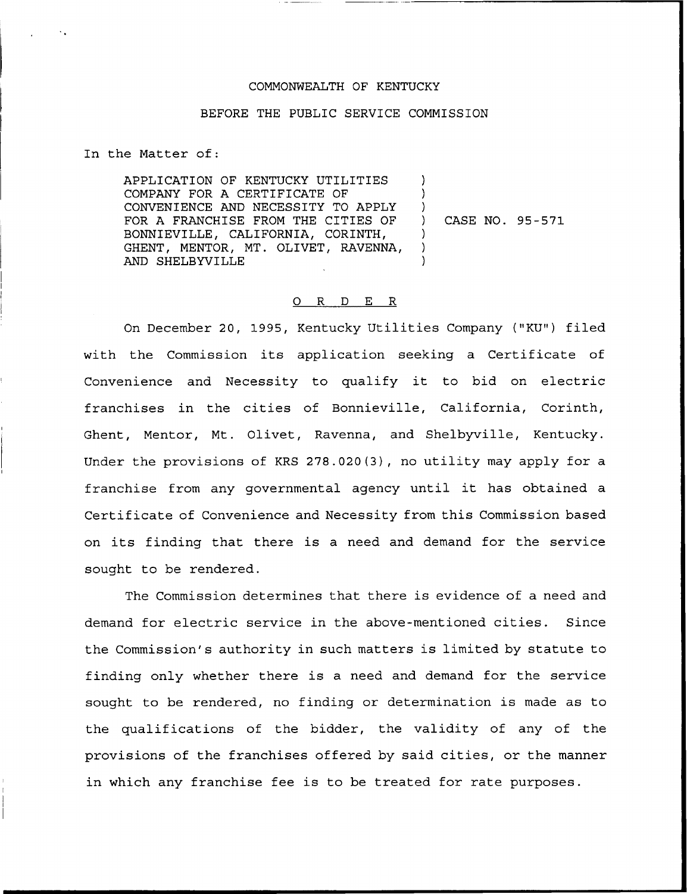COMMONWEALTH OF KENTUCKY

BEFORE THE PUBLIC SERVICE COMMISSION

In the Matter of:

APPLICATION OF KENTUCKY UTILITIES COMPANY FOR A CERTIFICATE OF CONVENIENCE AND NECESSITY TO APPLY FOR A FRANCHISE FROM THE CITIES OF BONNIEVILLE, CALIFORNIA, CORINTH, GHENT, MENTOR, MT. OLIVET, RAVENNA, AND SHELBYVILLE ) CASE NO. 95-571

## O R D E R

On December 20, 1995, Kentucky Utilities Company ("KU") filed with the Commission its application seeking a Certificate of Convenience and Necessity to qualify it to bid on electric franchises in the cities of Bonnieville, California, Corinth, Ghent, Mentor, Mt. Olivet, Ravenna, and Shelbyville, Kentucky. Under the provisions of KRS 278.020(3), no utility may apply for a franchise from any governmental agency until it has obtained a Certificate of Convenience and Necessity from this Commission based on its finding that there is a need and demand for the service sought to be rendered.

The Commission determines that there is evidence of a need and demand for electric service in the above-mentioned cities. Since the Commission's authority in such matters is limited by statute to finding only whether there is a need and demand for the service sought to be rendered, no finding or determination is made as to the qualifications of the bidder, the validity of any of the provisions of the franchises offered by said cities, or the manner in which any franchise fee is to be treated for rate purposes.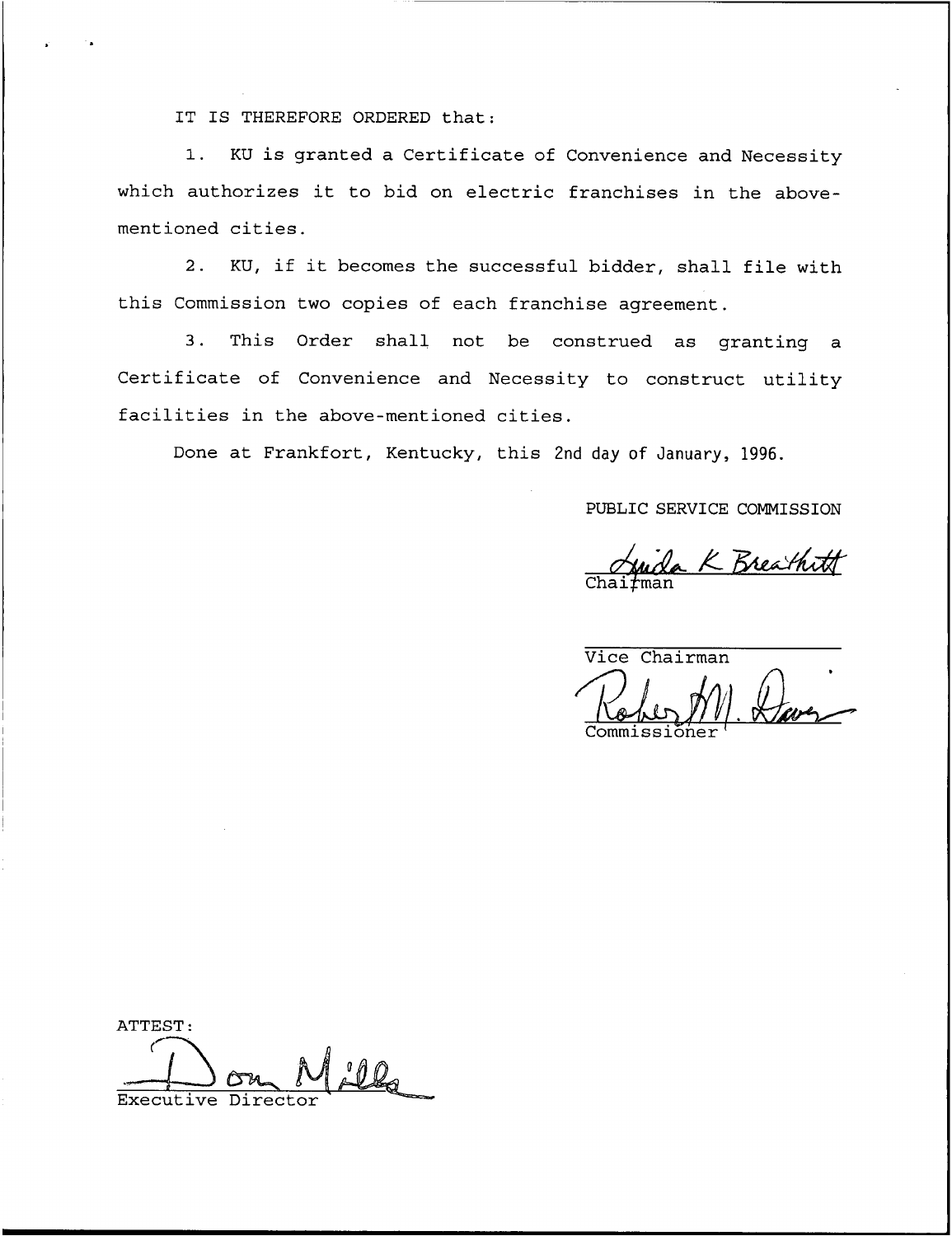IT IS THEREFORE ORDERED that:

1. KU is granted a Certificate of Convenience and Necessity which authorizes it to bid on electric franchises in the above-mentioned cities.

2. KU, if it becomes the successful bidder, shall file with this Commission two copies of each franchise agreement.

3. This Order shall not be construed as granting a Certificate of Convenience and Necessity to construct utility facilities in the above-mentioned cities.

Done at Frankfort, Kentucky, this 2nd day of January, 1996.

PUBLIC SERVICE COMMISSION

Linda K Breathitt
Chairman

Vice Chairman

Robert M. Davis
Commissioner

ATTEST:

Don Mills
Executive Director